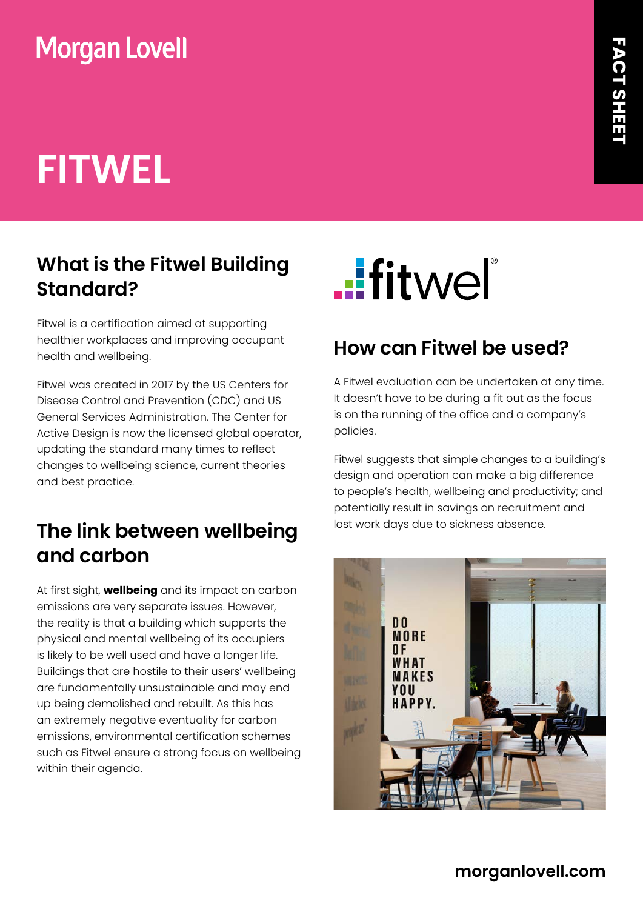Morgan Lovell

FACT SHEET

# FITWEL

## What is the Fitwel Building Standard?

Fitwel is a certification aimed at supporting healthier workplaces and improving occupant health and wellbeing.

Fitwel was created in 2017 by the US Centers for Disease Control and Prevention (CDC) and US General Services Administration. The Center for Active Design is now the licensed global operator, updating the standard many times to reflect changes to wellbeing science, current theories and best practice.

## The link between wellbeing and carbon

At first sight, **wellbeing** and its impact on carbon emissions are very separate issues. However, the reality is that a building which supports the physical and mental wellbeing of its occupiers is likely to be well used and have a longer life. Buildings that are hostile to their users' wellbeing are fundamentally unsustainable and may end up being demolished and rebuilt. As this has an extremely negative eventuality for carbon emissions, environmental certification schemes such as Fitwel ensure a strong focus on wellbeing within their agenda.

fitwel®

## How can Fitwel be used?

A Fitwel evaluation can be undertaken at any time. It doesn't have to be during a fit out as the focus is on the running of the office and a company's policies.

Fitwel suggests that simple changes to a building's design and operation can make a big difference to people's health, wellbeing and productivity; and potentially result in savings on recruitment and lost work days due to sickness absence.

DO MORE OF WHAT MAKES YOU HAPPY.

morganlovell.com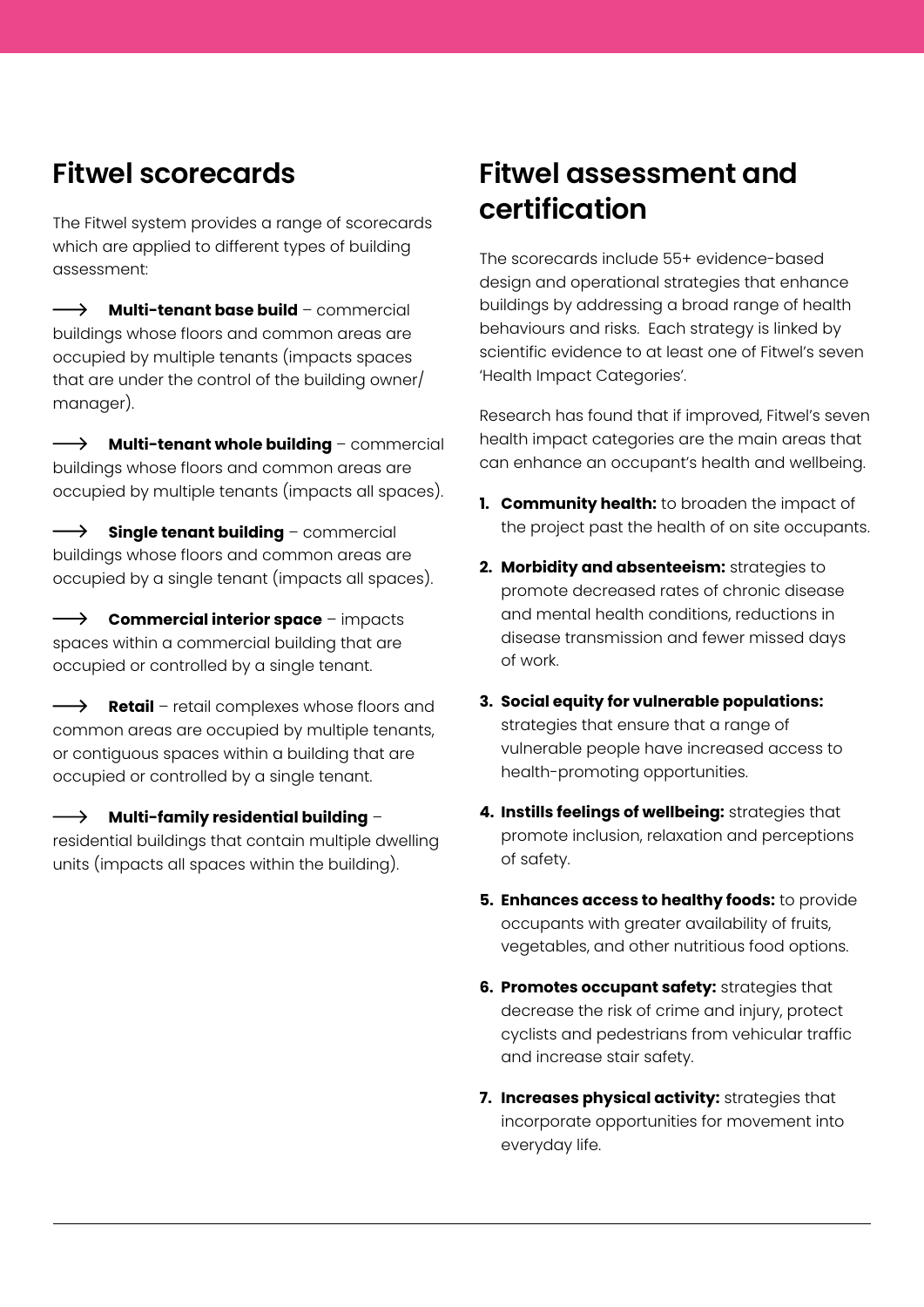## Fitwel scorecards

The Fitwel system provides a range of scorecards which are applied to different types of building assessment:

⟶ **Multi-tenant base build** – commercial buildings whose floors and common areas are occupied by multiple tenants (impacts spaces that are under the control of the building owner/manager).

⟶ **Multi-tenant whole building** – commercial buildings whose floors and common areas are occupied by multiple tenants (impacts all spaces).

⟶ **Single tenant building** – commercial buildings whose floors and common areas are occupied by a single tenant (impacts all spaces).

⟶ **Commercial interior space** – impacts spaces within a commercial building that are occupied or controlled by a single tenant.

⟶ **Retail** – retail complexes whose floors and common areas are occupied by multiple tenants, or contiguous spaces within a building that are occupied or controlled by a single tenant.

⟶ **Multi-family residential building** – residential buildings that contain multiple dwelling units (impacts all spaces within the building).

## Fitwel assessment and certification

The scorecards include 55+ evidence-based design and operational strategies that enhance buildings by addressing a broad range of health behaviours and risks. Each strategy is linked by scientific evidence to at least one of Fitwel's seven 'Health Impact Categories'.

Research has found that if improved, Fitwel's seven health impact categories are the main areas that can enhance an occupant's health and wellbeing.

1. **Community health:** to broaden the impact of the project past the health of on site occupants.
2. **Morbidity and absenteeism:** strategies to promote decreased rates of chronic disease and mental health conditions, reductions in disease transmission and fewer missed days of work.
3. **Social equity for vulnerable populations:** strategies that ensure that a range of vulnerable people have increased access to health-promoting opportunities.
4. **Instills feelings of wellbeing:** strategies that promote inclusion, relaxation and perceptions of safety.
5. **Enhances access to healthy foods:** to provide occupants with greater availability of fruits, vegetables, and other nutritious food options.
6. **Promotes occupant safety:** strategies that decrease the risk of crime and injury, protect cyclists and pedestrians from vehicular traffic and increase stair safety.
7. **Increases physical activity:** strategies that incorporate opportunities for movement into everyday life.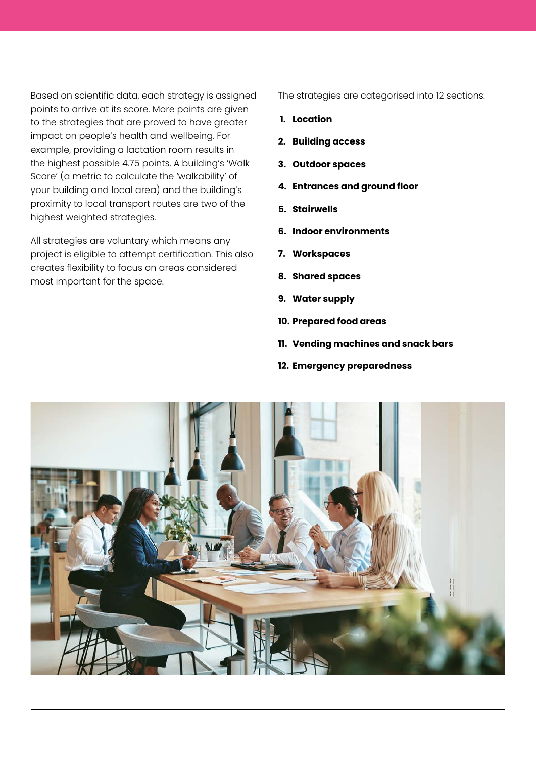Based on scientific data, each strategy is assigned points to arrive at its score. More points are given to the strategies that are proved to have greater impact on people's health and wellbeing. For example, providing a lactation room results in the highest possible 4.75 points. A building's 'Walk Score' (a metric to calculate the 'walkability' of your building and local area) and the building's proximity to local transport routes are two of the highest weighted strategies.

All strategies are voluntary which means any project is eligible to attempt certification. This also creates flexibility to focus on areas considered most important for the space.

The strategies are categorised into 12 sections:

1. **Location**
2. **Building access**
3. **Outdoor spaces**
4. **Entrances and ground floor**
5. **Stairwells**
6. **Indoor environments**
7. **Workspaces**
8. **Shared spaces**
9. **Water supply**
10. **Prepared food areas**
11. **Vending machines and snack bars**
12. **Emergency preparedness**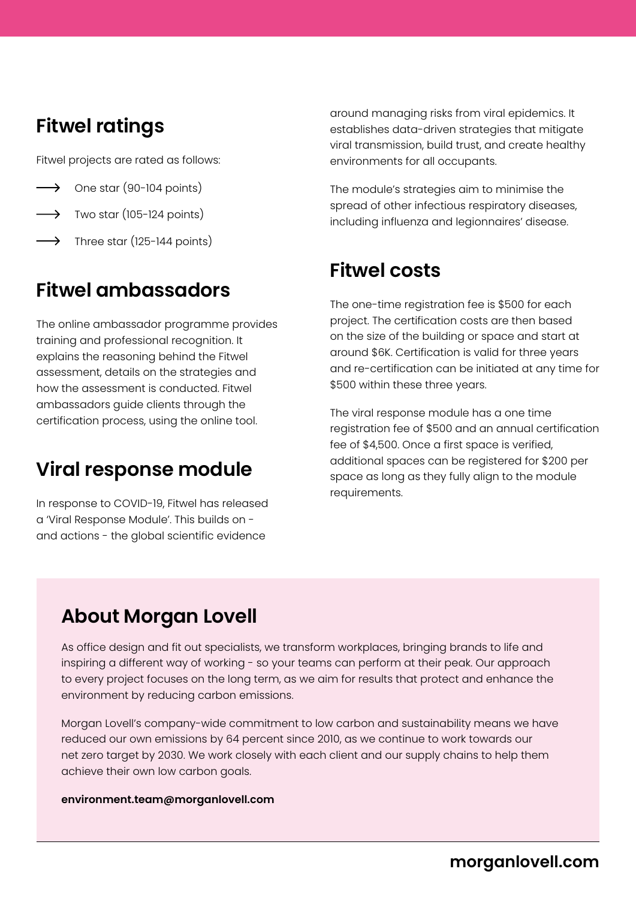## Fitwel ratings

Fitwel projects are rated as follows:

- One star (90-104 points)
- Two star (105-124 points)
- Three star (125-144 points)

## Fitwel ambassadors

The online ambassador programme provides training and professional recognition. It explains the reasoning behind the Fitwel assessment, details on the strategies and how the assessment is conducted. Fitwel ambassadors guide clients through the certification process, using the online tool.

## Viral response module

In response to COVID-19, Fitwel has released a 'Viral Response Module'. This builds on - and actions - the global scientific evidence around managing risks from viral epidemics. It establishes data-driven strategies that mitigate viral transmission, build trust, and create healthy environments for all occupants.

The module's strategies aim to minimise the spread of other infectious respiratory diseases, including influenza and legionnaires' disease.

## Fitwel costs

The one-time registration fee is $500 for each project. The certification costs are then based on the size of the building or space and start at around $6K. Certification is valid for three years and re-certification can be initiated at any time for $500 within these three years.

The viral response module has a one time registration fee of $500 and an annual certification fee of $4,500. Once a first space is verified, additional spaces can be registered for $200 per space as long as they fully align to the module requirements.

## About Morgan Lovell

As office design and fit out specialists, we transform workplaces, bringing brands to life and inspiring a different way of working - so your teams can perform at their peak. Our approach to every project focuses on the long term, as we aim for results that protect and enhance the environment by reducing carbon emissions.

Morgan Lovell's company-wide commitment to low carbon and sustainability means we have reduced our own emissions by 64 percent since 2010, as we continue to work towards our net zero target by 2030. We work closely with each client and our supply chains to help them achieve their own low carbon goals.

**environment.team@morganlovell.com**

**morganlovell.com**